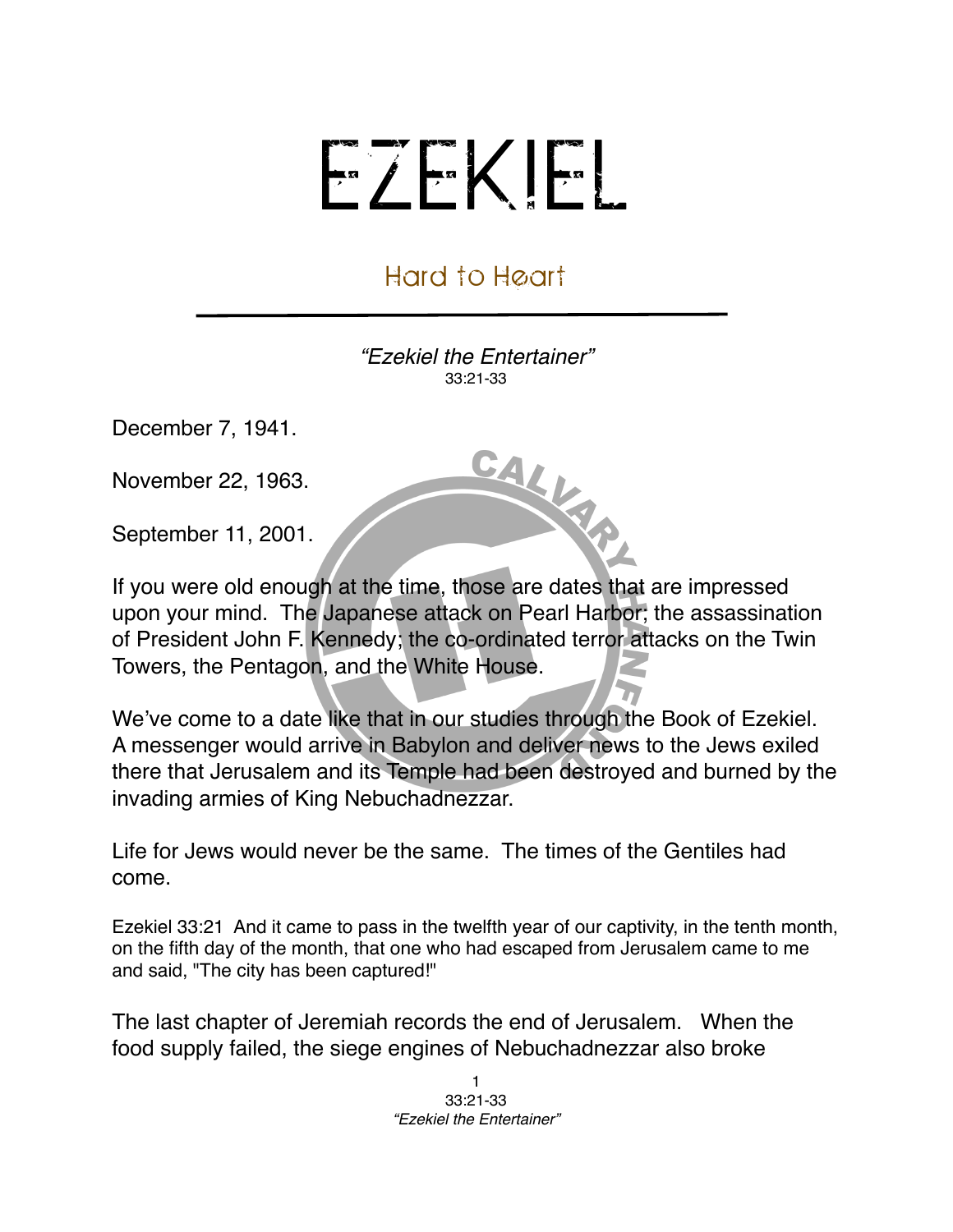# EZEKIEL

## Hard to Heart

*"Ezekiel the Entertainer"*
33:21-33

December 7, 1941.

November 22, 1963.

September 11, 2001.

If you were old enough at the time, those are dates that are impressed upon your mind. The Japanese attack on Pearl Harbor; the assassination of President John F. Kennedy; the co-ordinated terror attacks on the Twin Towers, the Pentagon, and the White House.

We've come to a date like that in our studies through the Book of Ezekiel. A messenger would arrive in Babylon and deliver news to the Jews exiled there that Jerusalem and its Temple had been destroyed and burned by the invading armies of King Nebuchadnezzar.

Life for Jews would never be the same. The times of the Gentiles had come.

Ezekiel 33:21 And it came to pass in the twelfth year of our captivity, in the tenth month, on the fifth day of the month, that one who had escaped from Jerusalem came to me and said, "The city has been captured!"

The last chapter of Jeremiah records the end of Jerusalem. When the food supply failed, the siege engines of Nebuchadnezzar also broke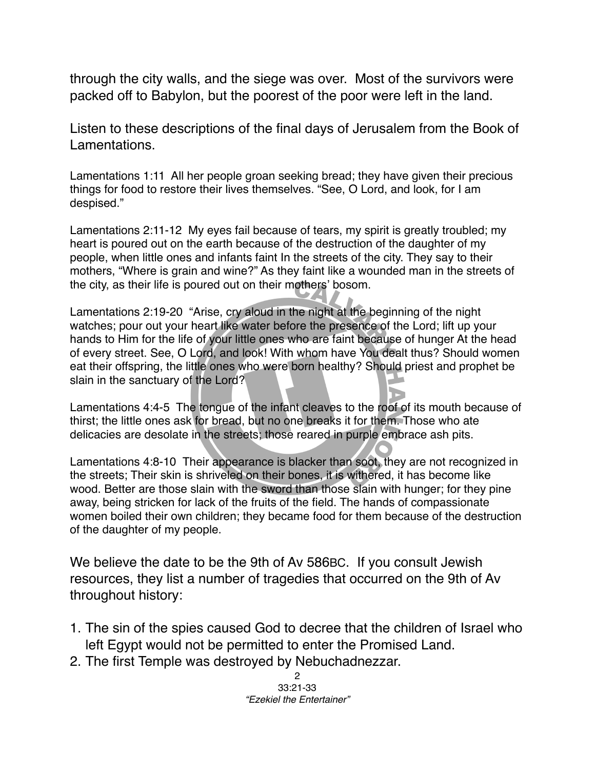through the city walls, and the siege was over. Most of the survivors were packed off to Babylon, but the poorest of the poor were left in the land.

Listen to these descriptions of the final days of Jerusalem from the Book of Lamentations.

Lamentations 1:11 All her people groan seeking bread; they have given their precious things for food to restore their lives themselves. "See, O Lord, and look, for I am despised."

Lamentations 2:11-12 My eyes fail because of tears, my spirit is greatly troubled; my heart is poured out on the earth because of the destruction of the daughter of my people, when little ones and infants faint In the streets of the city. They say to their mothers, "Where is grain and wine?" As they faint like a wounded man in the streets of the city, as their life is poured out on their mothers' bosom.

Lamentations 2:19-20 "Arise, cry aloud in the night at the beginning of the night watches; pour out your heart like water before the presence of the Lord; lift up your hands to Him for the life of your little ones who are faint because of hunger At the head of every street. See, O Lord, and look! With whom have You dealt thus? Should women eat their offspring, the little ones who were born healthy? Should priest and prophet be slain in the sanctuary of the Lord?

Lamentations 4:4-5 The tongue of the infant cleaves to the roof of its mouth because of thirst; the little ones ask for bread, but no one breaks it for them. Those who ate delicacies are desolate in the streets; those reared in purple embrace ash pits.

Lamentations 4:8-10 Their appearance is blacker than soot, they are not recognized in the streets; Their skin is shriveled on their bones, it is withered, it has become like wood. Better are those slain with the sword than those slain with hunger; for they pine away, being stricken for lack of the fruits of the field. The hands of compassionate women boiled their own children; they became food for them because of the destruction of the daughter of my people.

We believe the date to be the 9th of Av 586BC. If you consult Jewish resources, they list a number of tragedies that occurred on the 9th of Av throughout history:

1. The sin of the spies caused God to decree that the children of Israel who left Egypt would not be permitted to enter the Promised Land.
2. The first Temple was destroyed by Nebuchadnezzar.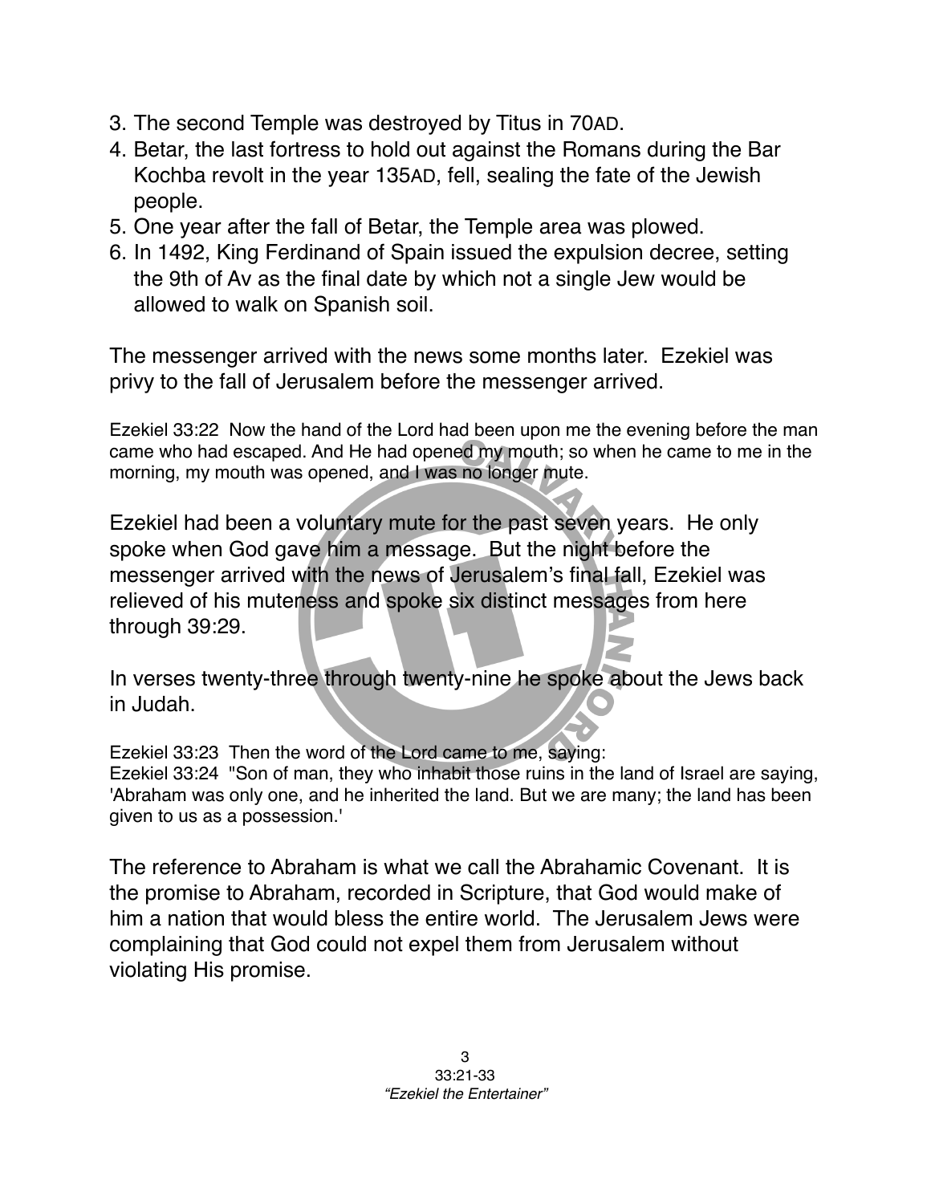3. The second Temple was destroyed by Titus in 70AD.
4. Betar, the last fortress to hold out against the Romans during the Bar Kochba revolt in the year 135AD, fell, sealing the fate of the Jewish people.
5. One year after the fall of Betar, the Temple area was plowed.
6. In 1492, King Ferdinand of Spain issued the expulsion decree, setting the 9th of Av as the final date by which not a single Jew would be allowed to walk on Spanish soil.

The messenger arrived with the news some months later. Ezekiel was privy to the fall of Jerusalem before the messenger arrived.

Ezekiel 33:22 Now the hand of the Lord had been upon me the evening before the man came who had escaped. And He had opened my mouth; so when he came to me in the morning, my mouth was opened, and I was no longer mute.

Ezekiel had been a voluntary mute for the past seven years. He only spoke when God gave him a message. But the night before the messenger arrived with the news of Jerusalem's final fall, Ezekiel was relieved of his muteness and spoke six distinct messages from here through 39:29.

In verses twenty-three through twenty-nine he spoke about the Jews back in Judah.

Ezekiel 33:23 Then the word of the Lord came to me, saying:
Ezekiel 33:24 "Son of man, they who inhabit those ruins in the land of Israel are saying, 'Abraham was only one, and he inherited the land. But we are many; the land has been given to us as a possession.'

The reference to Abraham is what we call the Abrahamic Covenant. It is the promise to Abraham, recorded in Scripture, that God would make of him a nation that would bless the entire world. The Jerusalem Jews were complaining that God could not expel them from Jerusalem without violating His promise.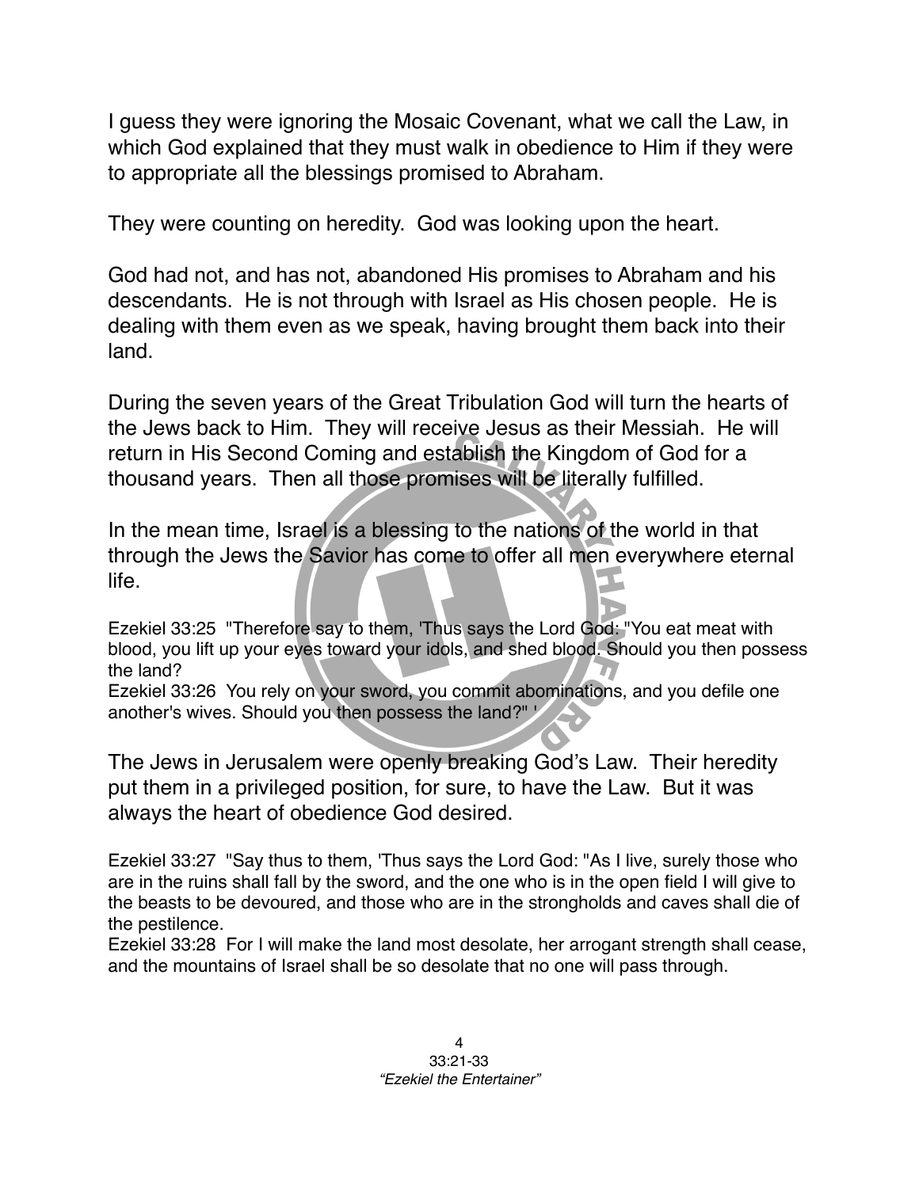I guess they were ignoring the Mosaic Covenant, what we call the Law, in which God explained that they must walk in obedience to Him if they were to appropriate all the blessings promised to Abraham.

They were counting on heredity. God was looking upon the heart.

God had not, and has not, abandoned His promises to Abraham and his descendants. He is not through with Israel as His chosen people. He is dealing with them even as we speak, having brought them back into their land.

During the seven years of the Great Tribulation God will turn the hearts of the Jews back to Him. They will receive Jesus as their Messiah. He will return in His Second Coming and establish the Kingdom of God for a thousand years. Then all those promises will be literally fulfilled.

In the mean time, Israel is a blessing to the nations of the world in that through the Jews the Savior has come to offer all men everywhere eternal life.

Ezekiel 33:25 "Therefore say to them, 'Thus says the Lord God: "You eat meat with blood, you lift up your eyes toward your idols, and shed blood. Should you then possess the land?
Ezekiel 33:26 You rely on your sword, you commit abominations, and you defile one another's wives. Should you then possess the land?" '

The Jews in Jerusalem were openly breaking God's Law. Their heredity put them in a privileged position, for sure, to have the Law. But it was always the heart of obedience God desired.

Ezekiel 33:27 "Say thus to them, 'Thus says the Lord God: "As I live, surely those who are in the ruins shall fall by the sword, and the one who is in the open field I will give to the beasts to be devoured, and those who are in the strongholds and caves shall die of the pestilence.
Ezekiel 33:28 For I will make the land most desolate, her arrogant strength shall cease, and the mountains of Israel shall be so desolate that no one will pass through.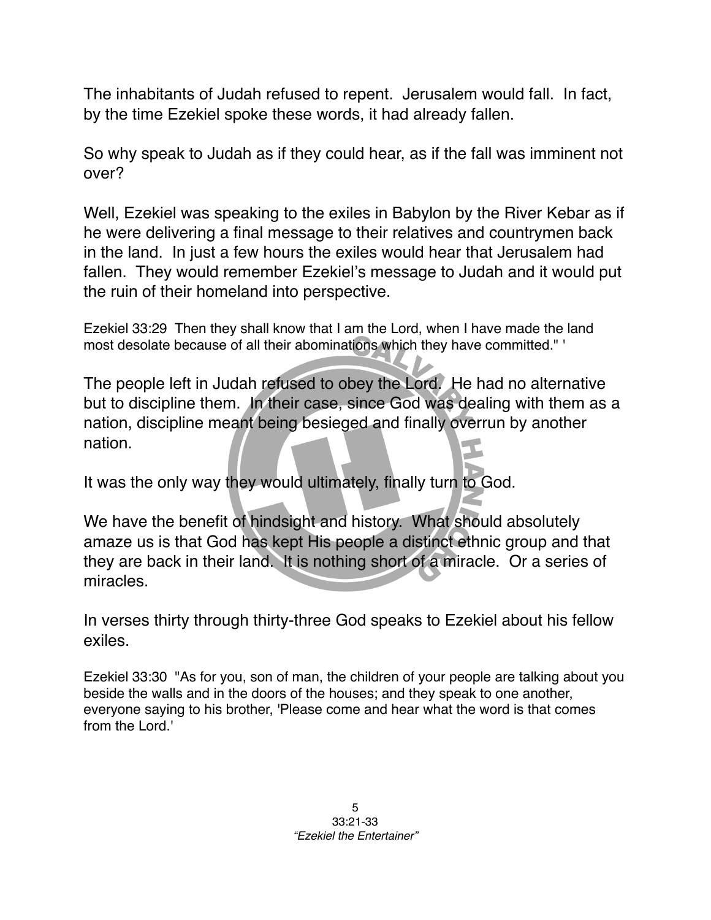The inhabitants of Judah refused to repent. Jerusalem would fall. In fact, by the time Ezekiel spoke these words, it had already fallen.

So why speak to Judah as if they could hear, as if the fall was imminent not over?

Well, Ezekiel was speaking to the exiles in Babylon by the River Kebar as if he were delivering a final message to their relatives and countrymen back in the land. In just a few hours the exiles would hear that Jerusalem had fallen. They would remember Ezekiel's message to Judah and it would put the ruin of their homeland into perspective.

Ezekiel 33:29 Then they shall know that I am the Lord, when I have made the land most desolate because of all their abominations which they have committed." '

The people left in Judah refused to obey the Lord. He had no alternative but to discipline them. In their case, since God was dealing with them as a nation, discipline meant being besieged and finally overrun by another nation.

It was the only way they would ultimately, finally turn to God.

We have the benefit of hindsight and history. What should absolutely amaze us is that God has kept His people a distinct ethnic group and that they are back in their land. It is nothing short of a miracle. Or a series of miracles.

In verses thirty through thirty-three God speaks to Ezekiel about his fellow exiles.

Ezekiel 33:30 "As for you, son of man, the children of your people are talking about you beside the walls and in the doors of the houses; and they speak to one another, everyone saying to his brother, 'Please come and hear what the word is that comes from the Lord.'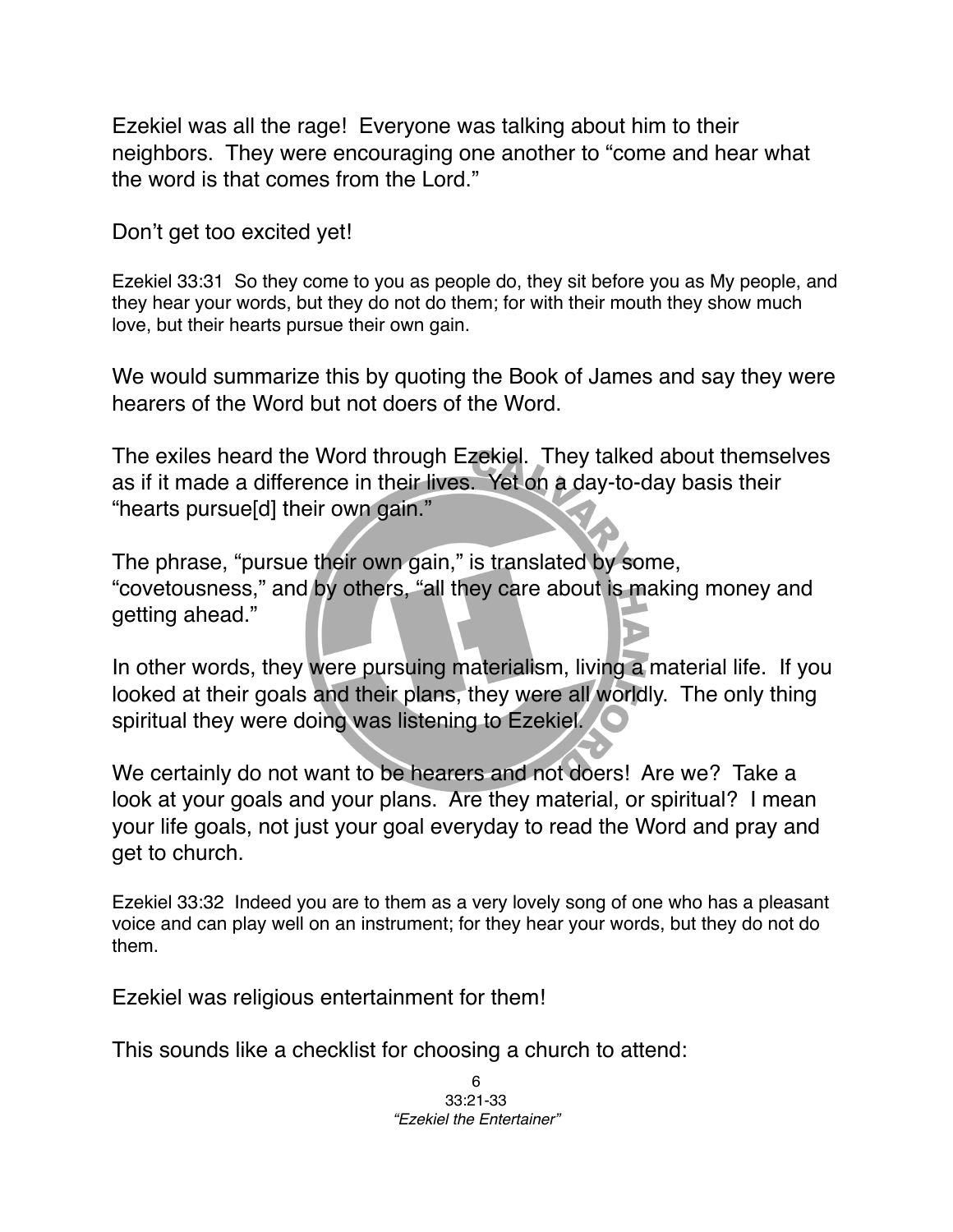Ezekiel was all the rage! Everyone was talking about him to their neighbors. They were encouraging one another to "come and hear what the word is that comes from the Lord."

Don't get too excited yet!

Ezekiel 33:31 So they come to you as people do, they sit before you as My people, and they hear your words, but they do not do them; for with their mouth they show much love, but their hearts pursue their own gain.

We would summarize this by quoting the Book of James and say they were hearers of the Word but not doers of the Word.

The exiles heard the Word through Ezekiel. They talked about themselves as if it made a difference in their lives. Yet on a day-to-day basis their "hearts pursue[d] their own gain."

The phrase, "pursue their own gain," is translated by some, "covetousness," and by others, "all they care about is making money and getting ahead."

In other words, they were pursuing materialism, living a material life. If you looked at their goals and their plans, they were all worldly. The only thing spiritual they were doing was listening to Ezekiel.

We certainly do not want to be hearers and not doers! Are we? Take a look at your goals and your plans. Are they material, or spiritual? I mean your life goals, not just your goal everyday to read the Word and pray and get to church.

Ezekiel 33:32 Indeed you are to them as a very lovely song of one who has a pleasant voice and can play well on an instrument; for they hear your words, but they do not do them.

Ezekiel was religious entertainment for them!

This sounds like a checklist for choosing a church to attend: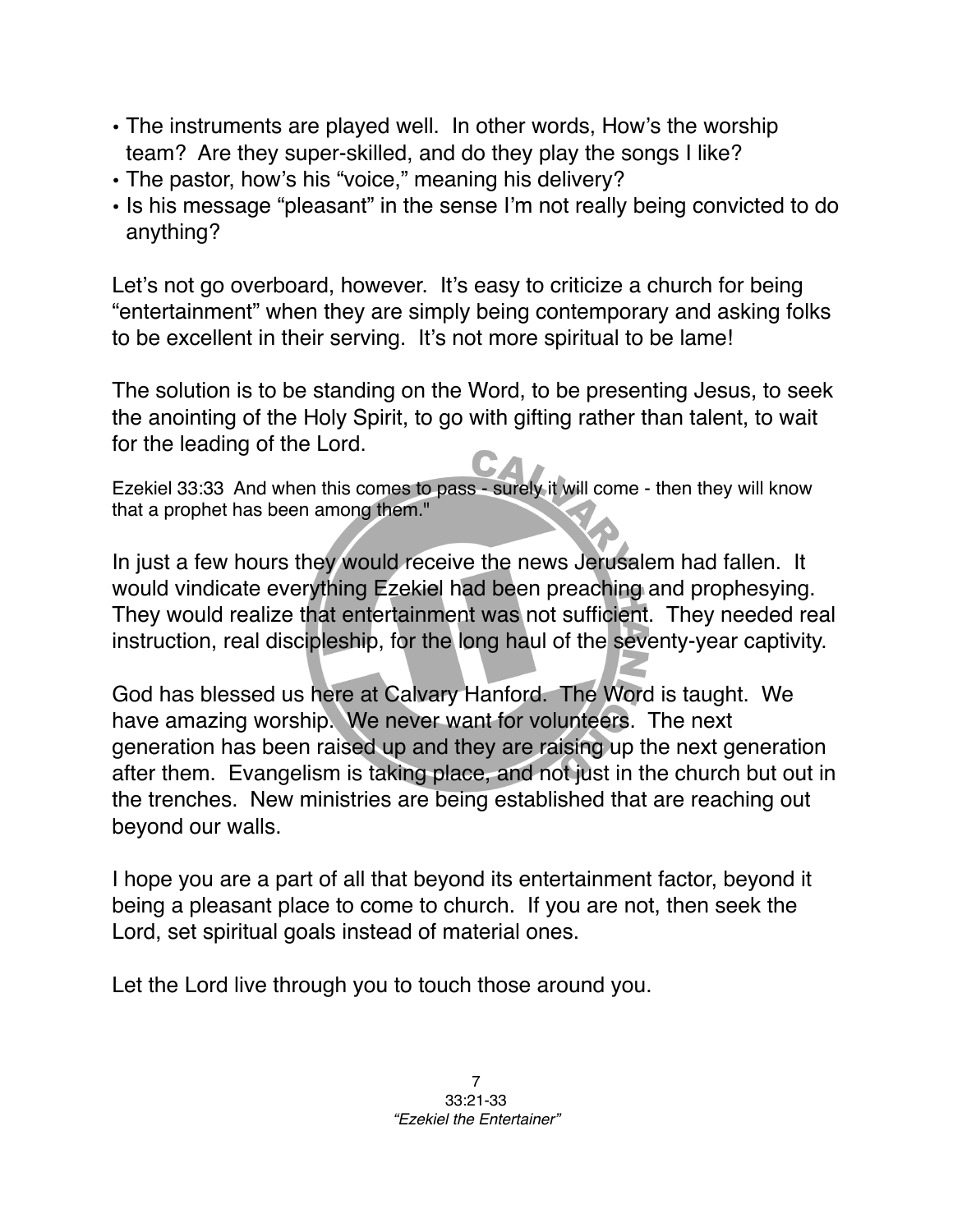- The instruments are played well. In other words, How's the worship team? Are they super-skilled, and do they play the songs I like?
- The pastor, how's his "voice," meaning his delivery?
- Is his message "pleasant" in the sense I'm not really being convicted to do anything?

Let's not go overboard, however. It's easy to criticize a church for being "entertainment" when they are simply being contemporary and asking folks to be excellent in their serving. It's not more spiritual to be lame!

The solution is to be standing on the Word, to be presenting Jesus, to seek the anointing of the Holy Spirit, to go with gifting rather than talent, to wait for the leading of the Lord.

Ezekiel 33:33 And when this comes to pass - surely it will come - then they will know that a prophet has been among them."

In just a few hours they would receive the news Jerusalem had fallen. It would vindicate everything Ezekiel had been preaching and prophesying. They would realize that entertainment was not sufficient. They needed real instruction, real discipleship, for the long haul of the seventy-year captivity.

God has blessed us here at Calvary Hanford. The Word is taught. We have amazing worship. We never want for volunteers. The next generation has been raised up and they are raising up the next generation after them. Evangelism is taking place, and not just in the church but out in the trenches. New ministries are being established that are reaching out beyond our walls.

I hope you are a part of all that beyond its entertainment factor, beyond it being a pleasant place to come to church. If you are not, then seek the Lord, set spiritual goals instead of material ones.

Let the Lord live through you to touch those around you.